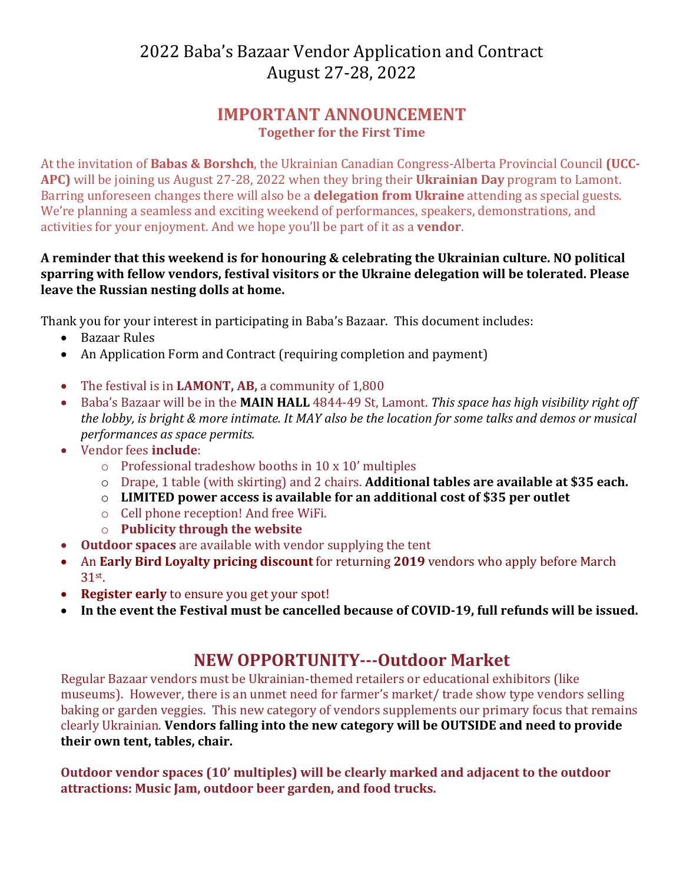# 2022 Baba's Bazaar Vendor Application and Contract
# August 27-28, 2022

## IMPORTANT ANNOUNCEMENT

**Together for the First Time**

At the invitation of **Babas & Borshch**, the Ukrainian Canadian Congress-Alberta Provincial Council **(UCC-APC)** will be joining us August 27-28, 2022 when they bring their **Ukrainian Day** program to Lamont. Barring unforeseen changes there will also be a **delegation from Ukraine** attending as special guests. We're planning a seamless and exciting weekend of performances, speakers, demonstrations, and activities for your enjoyment. And we hope you'll be part of it as a **vendor**.

**A reminder that this weekend is for honouring & celebrating the Ukrainian culture. NO political sparring with fellow vendors, festival visitors or the Ukraine delegation will be tolerated. Please leave the Russian nesting dolls at home.**

Thank you for your interest in participating in Baba's Bazaar. This document includes:

- Bazaar Rules
- An Application Form and Contract (requiring completion and payment)

- The festival is in **LAMONT, AB,** a community of 1,800
- Baba's Bazaar will be in the **MAIN HALL** 4844-49 St, Lamont. *This space has high visibility right off the lobby, is bright & more intimate. It MAY also be the location for some talks and demos or musical performances as space permits.*
- Vendor fees **include**:
  - Professional tradeshow booths in 10 x 10' multiples
  - Drape, 1 table (with skirting) and 2 chairs. **Additional tables are available at $35 each.**
  - **LIMITED power access is available for an additional cost of $35 per outlet**
  - Cell phone reception! And free WiFi.
  - **Publicity through the website**
- **Outdoor spaces** are available with vendor supplying the tent
- An **Early Bird Loyalty pricing discount** for returning **2019** vendors who apply before March 31st.
- **Register early** to ensure you get your spot!
- **In the event the Festival must be cancelled because of COVID-19, full refunds will be issued.**

## NEW OPPORTUNITY---Outdoor Market

Regular Bazaar vendors must be Ukrainian-themed retailers or educational exhibitors (like museums). However, there is an unmet need for farmer's market/ trade show type vendors selling baking or garden veggies. This new category of vendors supplements our primary focus that remains clearly Ukrainian. **Vendors falling into the new category will be OUTSIDE and need to provide their own tent, tables, chair.**

**Outdoor vendor spaces (10' multiples) will be clearly marked and adjacent to the outdoor attractions: Music Jam, outdoor beer garden, and food trucks.**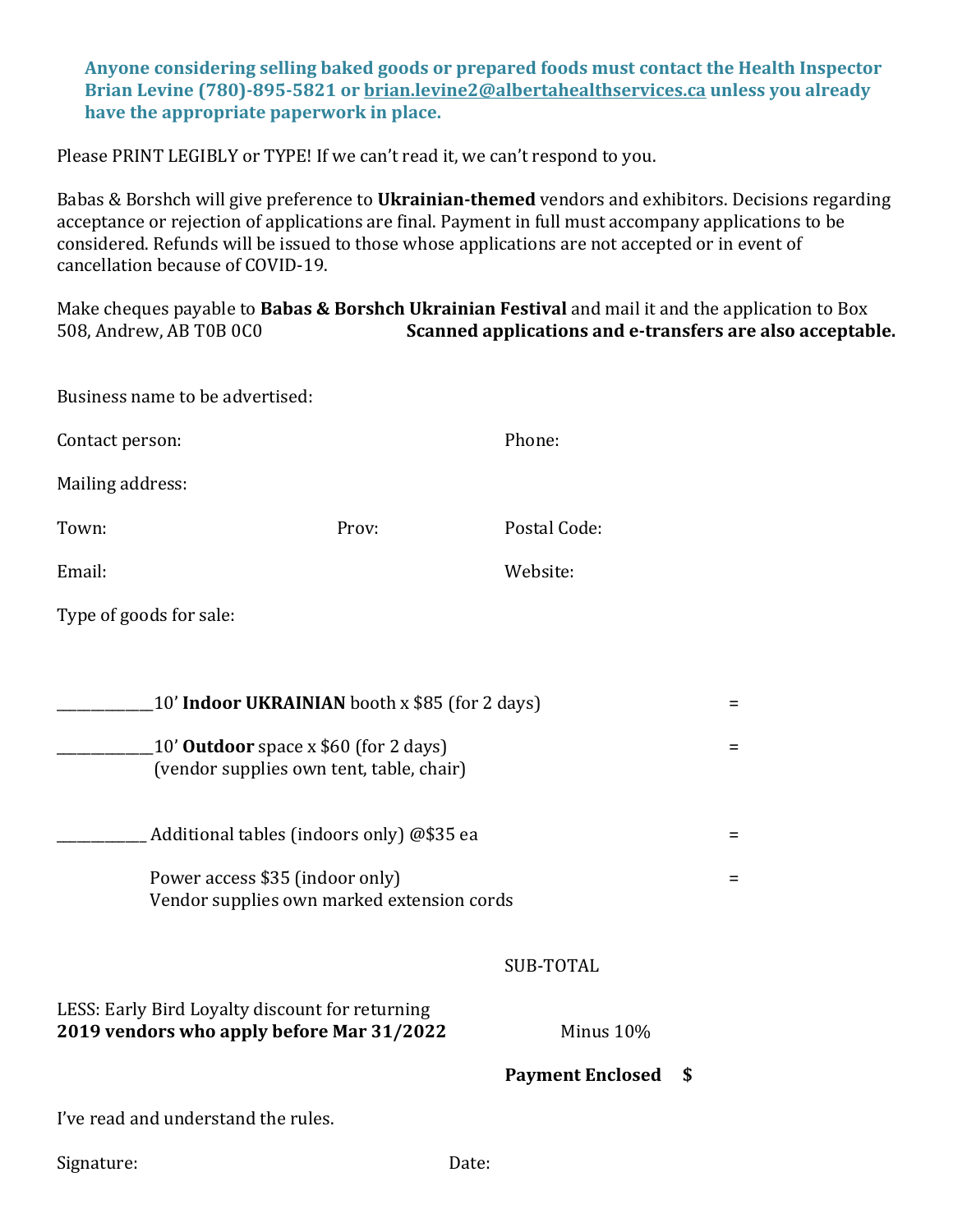**Anyone considering selling baked goods or prepared foods must contact the Health Inspector Brian Levine (780)-895-5821 or brian.levine2@albertahealthservices.ca unless you already have the appropriate paperwork in place.**

Please PRINT LEGIBLY or TYPE! If we can't read it, we can't respond to you.

Babas & Borshch will give preference to **Ukrainian-themed** vendors and exhibitors. Decisions regarding acceptance or rejection of applications are final. Payment in full must accompany applications to be considered. Refunds will be issued to those whose applications are not accepted or in event of cancellation because of COVID-19.

Make cheques payable to **Babas & Borshch Ukrainian Festival** and mail it and the application to Box 508, Andrew, AB T0B 0C0 **Scanned applications and e-transfers are also acceptable.**

Business name to be advertised:

Contact person: Phone:

Mailing address:

Town: Prov: Postal Code:

Email: Website:

Type of goods for sale:

____________10' **Indoor UKRAINIAN** booth x $85 (for 2 days) =

____________10' **Outdoor** space x $60 (for 2 days) =
(vendor supplies own tent, table, chair)

___________ Additional tables (indoors only) @$35 ea =

Power access $35 (indoor only) =
Vendor supplies own marked extension cords

SUB-TOTAL

LESS: Early Bird Loyalty discount for returning
**2019 vendors who apply before Mar 31/2022** Minus 10%

**Payment Enclosed $**

I've read and understand the rules.

Signature: Date: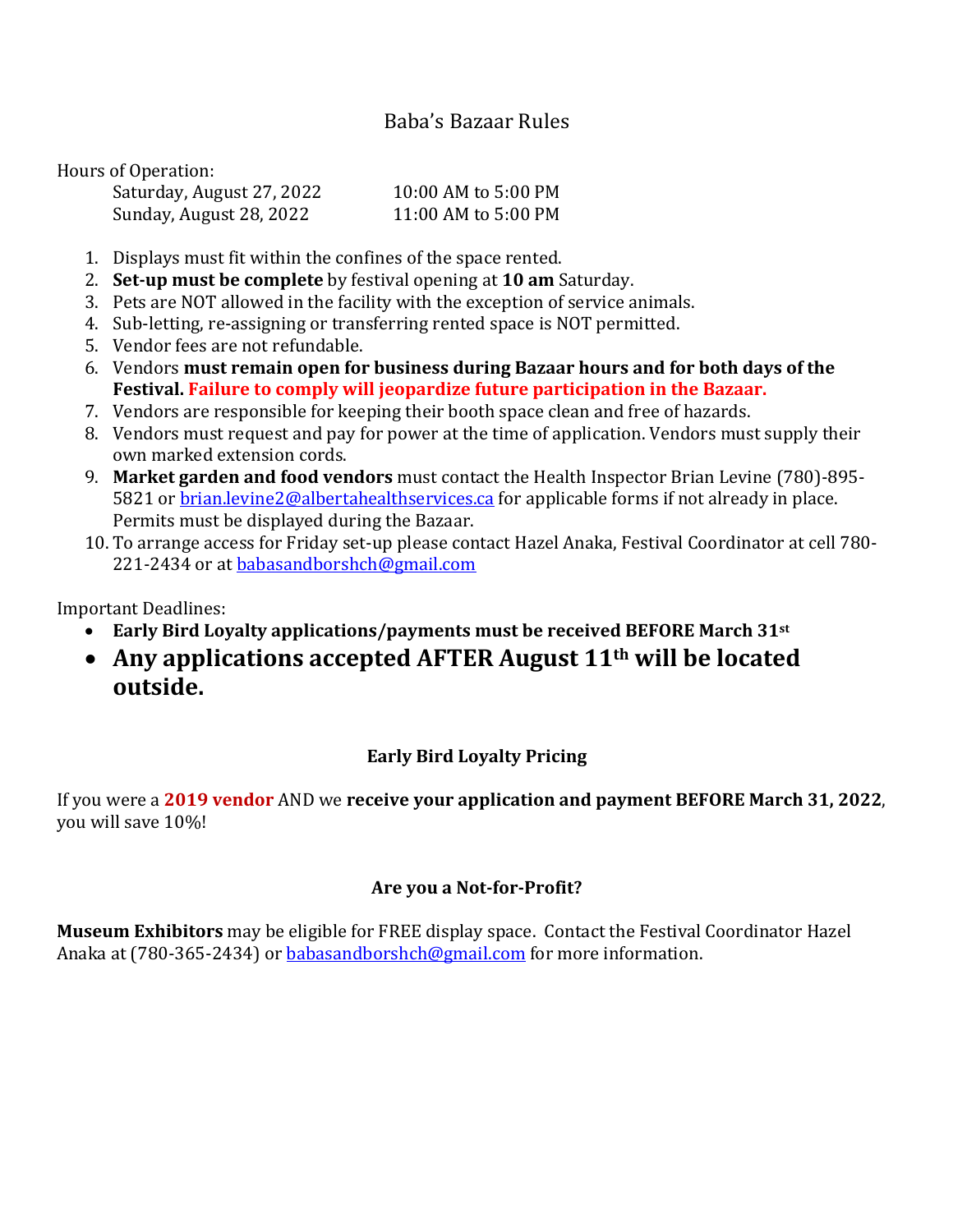# Baba's Bazaar Rules

Hours of Operation:

| | |
|---|---|
| Saturday, August 27, 2022 | 10:00 AM to 5:00 PM |
| Sunday, August 28, 2022 | 11:00 AM to 5:00 PM |

1. Displays must fit within the confines of the space rented.
2. **Set-up must be complete** by festival opening at **10 am** Saturday.
3. Pets are NOT allowed in the facility with the exception of service animals.
4. Sub-letting, re-assigning or transferring rented space is NOT permitted.
5. Vendor fees are not refundable.
6. Vendors **must remain open for business during Bazaar hours and for both days of the Festival. Failure to comply will jeopardize future participation in the Bazaar.**
7. Vendors are responsible for keeping their booth space clean and free of hazards.
8. Vendors must request and pay for power at the time of application. Vendors must supply their own marked extension cords.
9. **Market garden and food vendors** must contact the Health Inspector Brian Levine (780)-895-5821 or brian.levine2@albertahealthservices.ca for applicable forms if not already in place. Permits must be displayed during the Bazaar.
10. To arrange access for Friday set-up please contact Hazel Anaka, Festival Coordinator at cell 780-221-2434 or at babasandborshch@gmail.com

Important Deadlines:

- **Early Bird Loyalty applications/payments must be received BEFORE March 31st**
- **Any applications accepted AFTER August 11th will be located outside.**

### Early Bird Loyalty Pricing

If you were a **2019 vendor** AND we **receive your application and payment BEFORE March 31, 2022**, you will save 10%!

### Are you a Not-for-Profit?

**Museum Exhibitors** may be eligible for FREE display space. Contact the Festival Coordinator Hazel Anaka at (780-365-2434) or babasandborshch@gmail.com for more information.